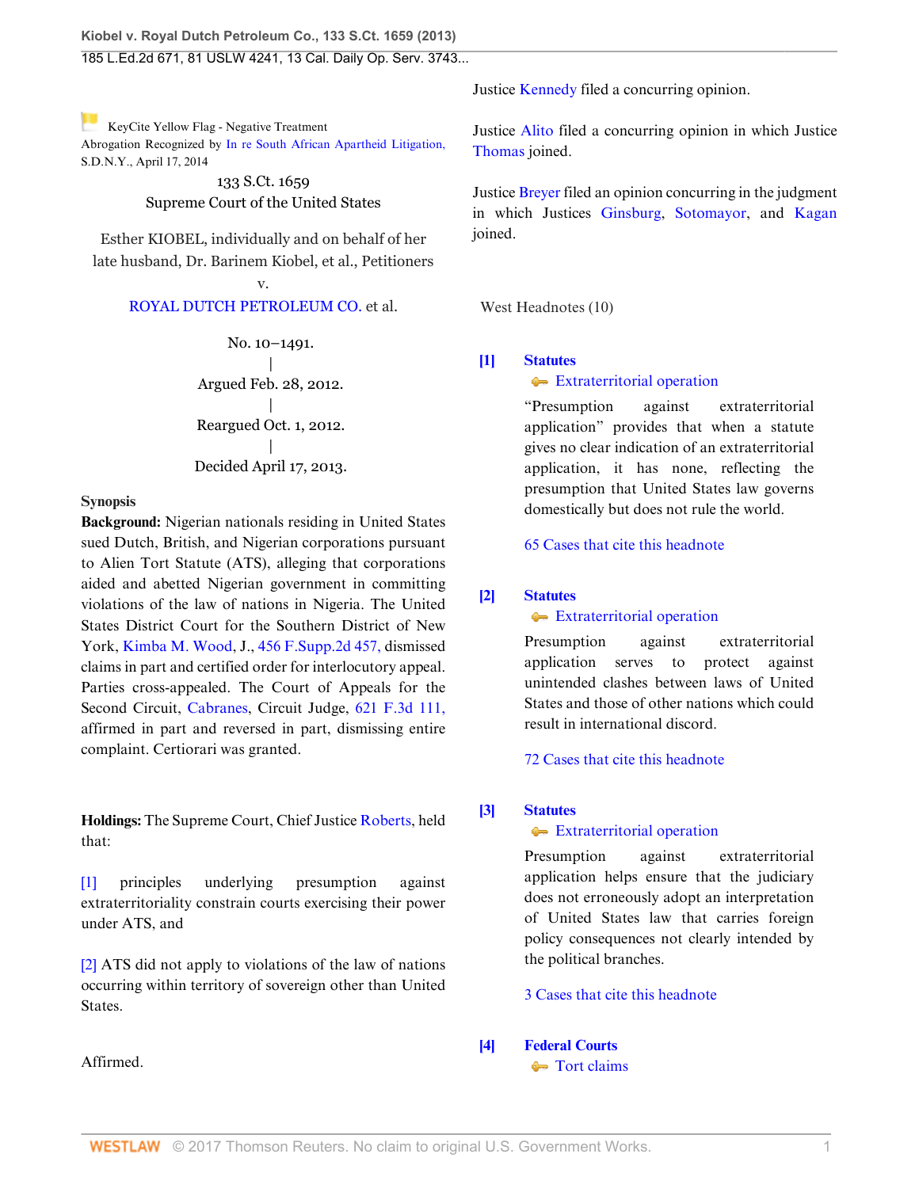KeyCite Yellow Flag - Negative Treatment
Abrogation Recognized by In re South African Apartheid Litigation, S.D.N.Y., April 17, 2014

133 S.Ct. 1659
Supreme Court of the United States

Esther KIOBEL, individually and on behalf of her late husband, Dr. Barinem Kiobel, et al., Petitioners
v.
ROYAL DUTCH PETROLEUM CO. et al.

No. 10–1491.
|
Argued Feb. 28, 2012.
|
Reargued Oct. 1, 2012.
|
Decided April 17, 2013.

**Synopsis**

**Background:** Nigerian nationals residing in United States sued Dutch, British, and Nigerian corporations pursuant to Alien Tort Statute (ATS), alleging that corporations aided and abetted Nigerian government in committing violations of the law of nations in Nigeria. The United States District Court for the Southern District of New York, Kimba M. Wood, J., 456 F.Supp.2d 457, dismissed claims in part and certified order for interlocutory appeal. Parties cross-appealed. The Court of Appeals for the Second Circuit, Cabranes, Circuit Judge, 621 F.3d 111, affirmed in part and reversed in part, dismissing entire complaint. Certiorari was granted.

**Holdings:** The Supreme Court, Chief Justice Roberts, held that:

[1] principles underlying presumption against extraterritoriality constrain courts exercising their power under ATS, and

[2] ATS did not apply to violations of the law of nations occurring within territory of sovereign other than United States.

Affirmed.

Justice Kennedy filed a concurring opinion.

Justice Alito filed a concurring opinion in which Justice Thomas joined.

Justice Breyer filed an opinion concurring in the judgment in which Justices Ginsburg, Sotomayor, and Kagan joined.

West Headnotes (10)

[1] **Statutes**
Extraterritorial operation

"Presumption against extraterritorial application" provides that when a statute gives no clear indication of an extraterritorial application, it has none, reflecting the presumption that United States law governs domestically but does not rule the world.

65 Cases that cite this headnote

[2] **Statutes**
Extraterritorial operation

Presumption against extraterritorial application serves to protect against unintended clashes between laws of United States and those of other nations which could result in international discord.

72 Cases that cite this headnote

[3] **Statutes**
Extraterritorial operation

Presumption against extraterritorial application helps ensure that the judiciary does not erroneously adopt an interpretation of United States law that carries foreign policy consequences not clearly intended by the political branches.

3 Cases that cite this headnote

[4] **Federal Courts**
Tort claims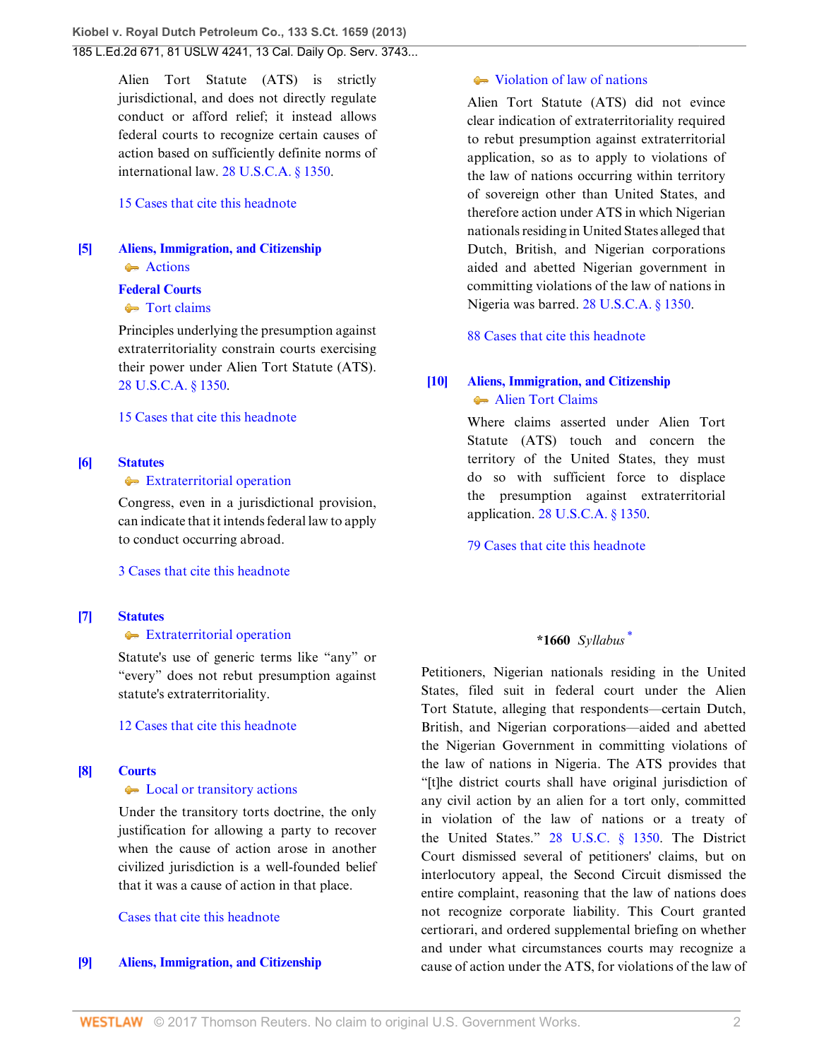Alien Tort Statute (ATS) is strictly jurisdictional, and does not directly regulate conduct or afford relief; it instead allows federal courts to recognize certain causes of action based on sufficiently definite norms of international law. 28 U.S.C.A. § 1350.

15 Cases that cite this headnote

**[5]** **Aliens, Immigration, and Citizenship**
Actions

**Federal Courts**
Tort claims

Principles underlying the presumption against extraterritoriality constrain courts exercising their power under Alien Tort Statute (ATS). 28 U.S.C.A. § 1350.

15 Cases that cite this headnote

**[6]** **Statutes**
Extraterritorial operation

Congress, even in a jurisdictional provision, can indicate that it intends federal law to apply to conduct occurring abroad.

3 Cases that cite this headnote

**[7]** **Statutes**
Extraterritorial operation

Statute's use of generic terms like "any" or "every" does not rebut presumption against statute's extraterritoriality.

12 Cases that cite this headnote

**[8]** **Courts**
Local or transitory actions

Under the transitory torts doctrine, the only justification for allowing a party to recover when the cause of action arose in another civilized jurisdiction is a well-founded belief that it was a cause of action in that place.

Cases that cite this headnote

**[9]** **Aliens, Immigration, and Citizenship**
Violation of law of nations

Alien Tort Statute (ATS) did not evince clear indication of extraterritoriality required to rebut presumption against extraterritorial application, so as to apply to violations of the law of nations occurring within territory of sovereign other than United States, and therefore action under ATS in which Nigerian nationals residing in United States alleged that Dutch, British, and Nigerian corporations aided and abetted Nigerian government in committing violations of the law of nations in Nigeria was barred. 28 U.S.C.A. § 1350.

88 Cases that cite this headnote

**[10]** **Aliens, Immigration, and Citizenship**
Alien Tort Claims

Where claims asserted under Alien Tort Statute (ATS) touch and concern the territory of the United States, they must do so with sufficient force to displace the presumption against extraterritorial application. 28 U.S.C.A. § 1350.

79 Cases that cite this headnote

**\*1660** *Syllabus* [*]

Petitioners, Nigerian nationals residing in the United States, filed suit in federal court under the Alien Tort Statute, alleging that respondents—certain Dutch, British, and Nigerian corporations—aided and abetted the Nigerian Government in committing violations of the law of nations in Nigeria. The ATS provides that "[t]he district courts shall have original jurisdiction of any civil action by an alien for a tort only, committed in violation of the law of nations or a treaty of the United States." 28 U.S.C. § 1350. The District Court dismissed several of petitioners' claims, but on interlocutory appeal, the Second Circuit dismissed the entire complaint, reasoning that the law of nations does not recognize corporate liability. This Court granted certiorari, and ordered supplemental briefing on whether and under what circumstances courts may recognize a cause of action under the ATS, for violations of the law of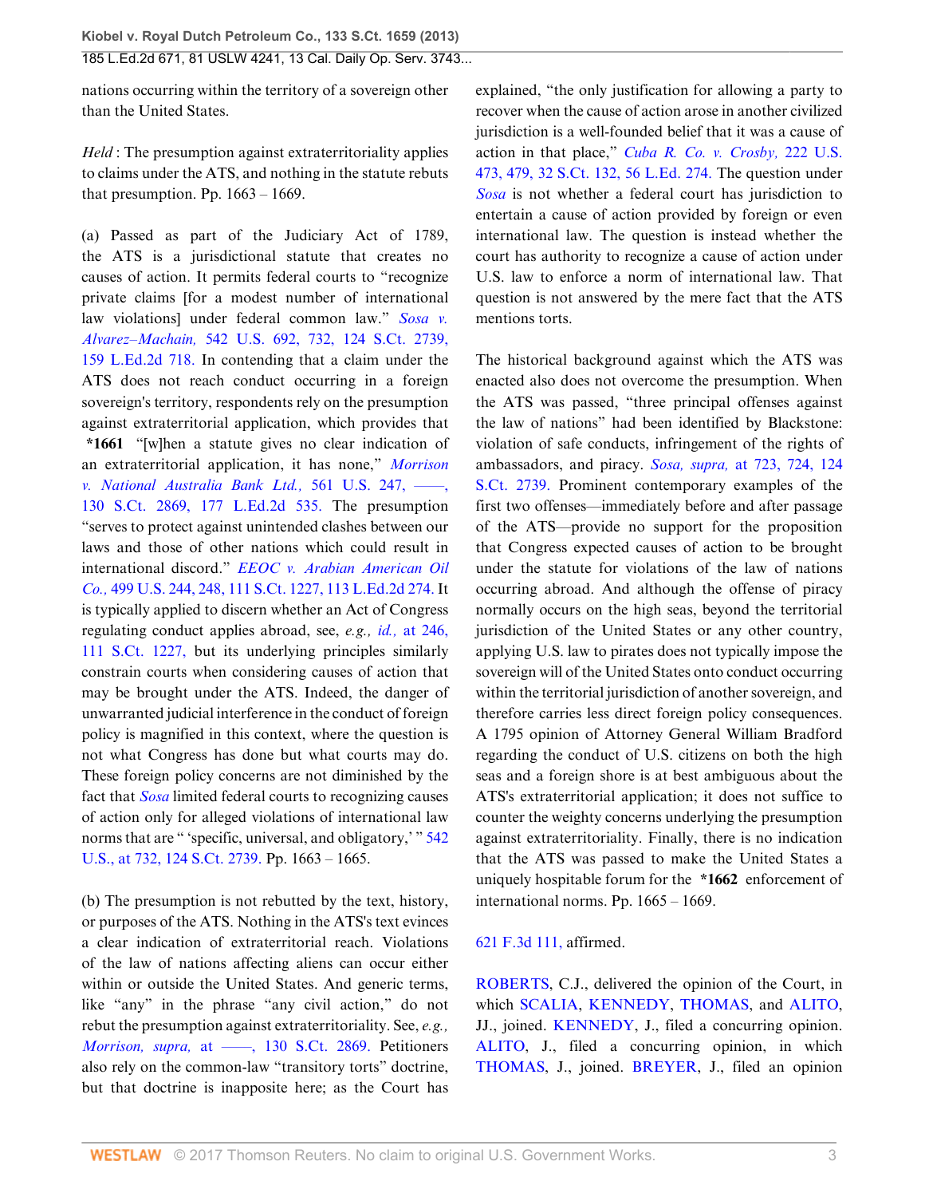nations occurring within the territory of a sovereign other than the United States.

*Held*: The presumption against extraterritoriality applies to claims under the ATS, and nothing in the statute rebuts that presumption. Pp. 1663 – 1669.

(a) Passed as part of the Judiciary Act of 1789, the ATS is a jurisdictional statute that creates no causes of action. It permits federal courts to "recognize private claims [for a modest number of international law violations] under federal common law." *Sosa v. Alvarez–Machain,* 542 U.S. 692, 732, 124 S.Ct. 2739, 159 L.Ed.2d 718. In contending that a claim under the ATS does not reach conduct occurring in a foreign sovereign's territory, respondents rely on the presumption against extraterritorial application, which provides that **\*1661** "[w]hen a statute gives no clear indication of an extraterritorial application, it has none," *Morrison v. National Australia Bank Ltd.,* 561 U.S. 247, ——, 130 S.Ct. 2869, 177 L.Ed.2d 535. The presumption "serves to protect against unintended clashes between our laws and those of other nations which could result in international discord." *EEOC v. Arabian American Oil Co.,* 499 U.S. 244, 248, 111 S.Ct. 1227, 113 L.Ed.2d 274. It is typically applied to discern whether an Act of Congress regulating conduct applies abroad, see, *e.g., id.,* at 246, 111 S.Ct. 1227, but its underlying principles similarly constrain courts when considering causes of action that may be brought under the ATS. Indeed, the danger of unwarranted judicial interference in the conduct of foreign policy is magnified in this context, where the question is not what Congress has done but what courts may do. These foreign policy concerns are not diminished by the fact that *Sosa* limited federal courts to recognizing causes of action only for alleged violations of international law norms that are " 'specific, universal, and obligatory,' " 542 U.S., at 732, 124 S.Ct. 2739. Pp. 1663 – 1665.

(b) The presumption is not rebutted by the text, history, or purposes of the ATS. Nothing in the ATS's text evinces a clear indication of extraterritorial reach. Violations of the law of nations affecting aliens can occur either within or outside the United States. And generic terms, like "any" in the phrase "any civil action," do not rebut the presumption against extraterritoriality. See, *e.g., Morrison, supra,* at ——, 130 S.Ct. 2869. Petitioners also rely on the common-law "transitory torts" doctrine, but that doctrine is inapposite here; as the Court has explained, "the only justification for allowing a party to recover when the cause of action arose in another civilized jurisdiction is a well-founded belief that it was a cause of action in that place," *Cuba R. Co. v. Crosby,* 222 U.S. 473, 479, 32 S.Ct. 132, 56 L.Ed. 274. The question under *Sosa* is not whether a federal court has jurisdiction to entertain a cause of action provided by foreign or even international law. The question is instead whether the court has authority to recognize a cause of action under U.S. law to enforce a norm of international law. That question is not answered by the mere fact that the ATS mentions torts.

The historical background against which the ATS was enacted also does not overcome the presumption. When the ATS was passed, "three principal offenses against the law of nations" had been identified by Blackstone: violation of safe conducts, infringement of the rights of ambassadors, and piracy. *Sosa, supra,* at 723, 724, 124 S.Ct. 2739. Prominent contemporary examples of the first two offenses—immediately before and after passage of the ATS—provide no support for the proposition that Congress expected causes of action to be brought under the statute for violations of the law of nations occurring abroad. And although the offense of piracy normally occurs on the high seas, beyond the territorial jurisdiction of the United States or any other country, applying U.S. law to pirates does not typically impose the sovereign will of the United States onto conduct occurring within the territorial jurisdiction of another sovereign, and therefore carries less direct foreign policy consequences. A 1795 opinion of Attorney General William Bradford regarding the conduct of U.S. citizens on both the high seas and a foreign shore is at best ambiguous about the ATS's extraterritorial application; it does not suffice to counter the weighty concerns underlying the presumption against extraterritoriality. Finally, there is no indication that the ATS was passed to make the United States a uniquely hospitable forum for the **\*1662** enforcement of international norms. Pp. 1665 – 1669.

621 F.3d 111, affirmed.

ROBERTS, C.J., delivered the opinion of the Court, in which SCALIA, KENNEDY, THOMAS, and ALITO, JJ., joined. KENNEDY, J., filed a concurring opinion. ALITO, J., filed a concurring opinion, in which THOMAS, J., joined. BREYER, J., filed an opinion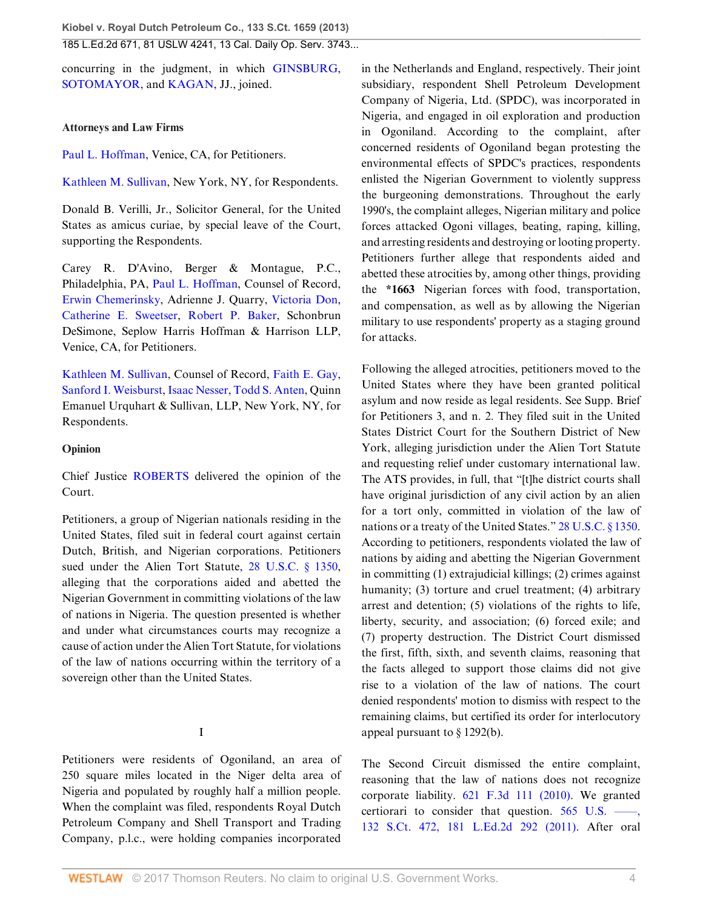concurring in the judgment, in which GINSBURG, SOTOMAYOR, and KAGAN, JJ., joined.

**Attorneys and Law Firms**

Paul L. Hoffman, Venice, CA, for Petitioners.

Kathleen M. Sullivan, New York, NY, for Respondents.

Donald B. Verilli, Jr., Solicitor General, for the United States as amicus curiae, by special leave of the Court, supporting the Respondents.

Carey R. D'Avino, Berger & Montague, P.C., Philadelphia, PA, Paul L. Hoffman, Counsel of Record, Erwin Chemerinsky, Adrienne J. Quarry, Victoria Don, Catherine E. Sweetser, Robert P. Baker, Schonbrun DeSimone, Seplow Harris Hoffman & Harrison LLP, Venice, CA, for Petitioners.

Kathleen M. Sullivan, Counsel of Record, Faith E. Gay, Sanford I. Weisburst, Isaac Nesser, Todd S. Anten, Quinn Emanuel Urquhart & Sullivan, LLP, New York, NY, for Respondents.

**Opinion**

Chief Justice ROBERTS delivered the opinion of the Court.

Petitioners, a group of Nigerian nationals residing in the United States, filed suit in federal court against certain Dutch, British, and Nigerian corporations. Petitioners sued under the Alien Tort Statute, 28 U.S.C. § 1350, alleging that the corporations aided and abetted the Nigerian Government in committing violations of the law of nations in Nigeria. The question presented is whether and under what circumstances courts may recognize a cause of action under the Alien Tort Statute, for violations of the law of nations occurring within the territory of a sovereign other than the United States.

I

Petitioners were residents of Ogoniland, an area of 250 square miles located in the Niger delta area of Nigeria and populated by roughly half a million people. When the complaint was filed, respondents Royal Dutch Petroleum Company and Shell Transport and Trading Company, p.l.c., were holding companies incorporated in the Netherlands and England, respectively. Their joint subsidiary, respondent Shell Petroleum Development Company of Nigeria, Ltd. (SPDC), was incorporated in Nigeria, and engaged in oil exploration and production in Ogoniland. According to the complaint, after concerned residents of Ogoniland began protesting the environmental effects of SPDC's practices, respondents enlisted the Nigerian Government to violently suppress the burgeoning demonstrations. Throughout the early 1990's, the complaint alleges, Nigerian military and police forces attacked Ogoni villages, beating, raping, killing, and arresting residents and destroying or looting property. Petitioners further allege that respondents aided and abetted these atrocities by, among other things, providing the **\*1663** Nigerian forces with food, transportation, and compensation, as well as by allowing the Nigerian military to use respondents' property as a staging ground for attacks.

Following the alleged atrocities, petitioners moved to the United States where they have been granted political asylum and now reside as legal residents. See Supp. Brief for Petitioners 3, and n. 2. They filed suit in the United States District Court for the Southern District of New York, alleging jurisdiction under the Alien Tort Statute and requesting relief under customary international law. The ATS provides, in full, that "[t]he district courts shall have original jurisdiction of any civil action by an alien for a tort only, committed in violation of the law of nations or a treaty of the United States." 28 U.S.C. § 1350. According to petitioners, respondents violated the law of nations by aiding and abetting the Nigerian Government in committing (1) extrajudicial killings; (2) crimes against humanity; (3) torture and cruel treatment; (4) arbitrary arrest and detention; (5) violations of the rights to life, liberty, security, and association; (6) forced exile; and (7) property destruction. The District Court dismissed the first, fifth, sixth, and seventh claims, reasoning that the facts alleged to support those claims did not give rise to a violation of the law of nations. The court denied respondents' motion to dismiss with respect to the remaining claims, but certified its order for interlocutory appeal pursuant to § 1292(b).

The Second Circuit dismissed the entire complaint, reasoning that the law of nations does not recognize corporate liability. 621 F.3d 111 (2010). We granted certiorari to consider that question. 565 U.S. ——, 132 S.Ct. 472, 181 L.Ed.2d 292 (2011). After oral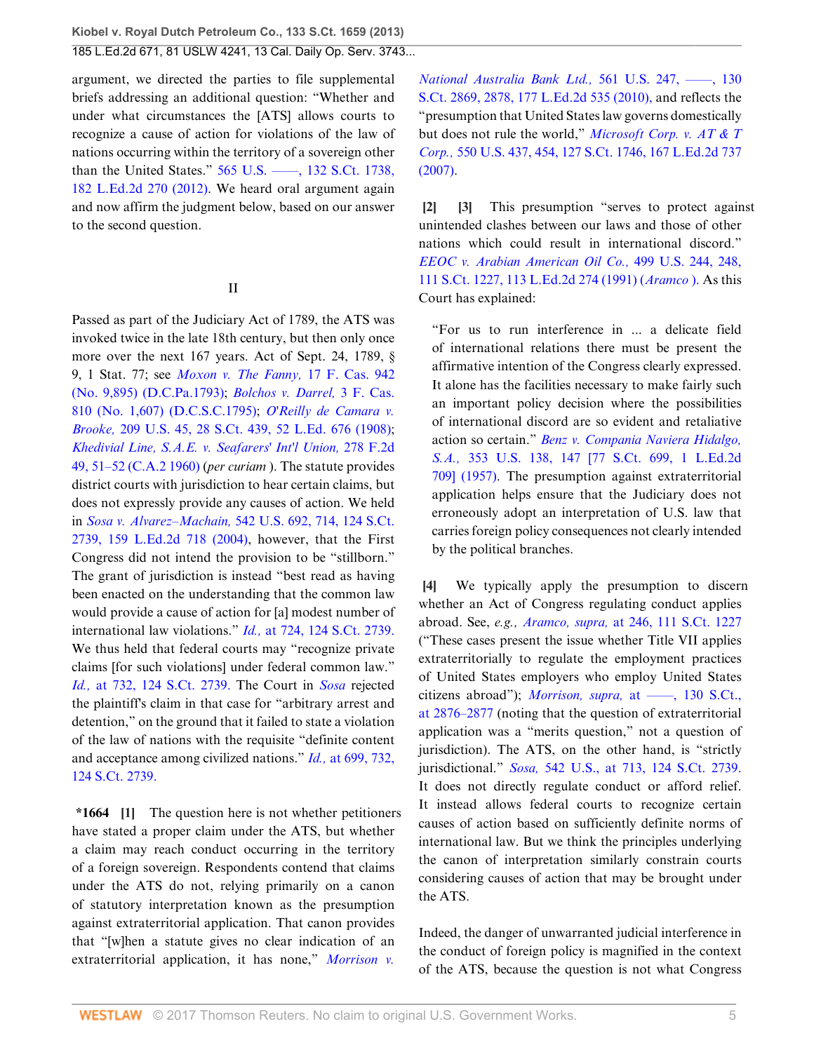argument, we directed the parties to file supplemental briefs addressing an additional question: "Whether and under what circumstances the [ATS] allows courts to recognize a cause of action for violations of the law of nations occurring within the territory of a sovereign other than the United States." 565 U.S. ––––, 132 S.Ct. 1738, 182 L.Ed.2d 270 (2012). We heard oral argument again and now affirm the judgment below, based on our answer to the second question.

## II

Passed as part of the Judiciary Act of 1789, the ATS was invoked twice in the late 18th century, but then only once more over the next 167 years. Act of Sept. 24, 1789, § 9, 1 Stat. 77; see *Moxon v. The Fanny,* 17 F. Cas. 942 (No. 9,895) (D.C.Pa.1793); *Bolchos v. Darrel,* 3 F. Cas. 810 (No. 1,607) (D.C.S.C.1795); *O'Reilly de Camara v. Brooke,* 209 U.S. 45, 28 S.Ct. 439, 52 L.Ed. 676 (1908); *Khedivial Line, S.A.E. v. Seafarers' Int'l Union,* 278 F.2d 49, 51–52 (C.A.2 1960) (*per curiam* ). The statute provides district courts with jurisdiction to hear certain claims, but does not expressly provide any causes of action. We held in *Sosa v. Alvarez–Machain,* 542 U.S. 692, 714, 124 S.Ct. 2739, 159 L.Ed.2d 718 (2004), however, that the First Congress did not intend the provision to be "stillborn." The grant of jurisdiction is instead "best read as having been enacted on the understanding that the common law would provide a cause of action for [a] modest number of international law violations." *Id.,* at 724, 124 S.Ct. 2739. We thus held that federal courts may "recognize private claims [for such violations] under federal common law." *Id.,* at 732, 124 S.Ct. 2739. The Court in *Sosa* rejected the plaintiff's claim in that case for "arbitrary arrest and detention," on the ground that it failed to state a violation of the law of nations with the requisite "definite content and acceptance among civilized nations." *Id.,* at 699, 732, 124 S.Ct. 2739.

**\*1664** **[1]** The question here is not whether petitioners have stated a proper claim under the ATS, but whether a claim may reach conduct occurring in the territory of a foreign sovereign. Respondents contend that claims under the ATS do not, relying primarily on a canon of statutory interpretation known as the presumption against extraterritorial application. That canon provides that "[w]hen a statute gives no clear indication of an extraterritorial application, it has none," *Morrison v. National Australia Bank Ltd.,* 561 U.S. 247, ––––, 130 S.Ct. 2869, 2878, 177 L.Ed.2d 535 (2010), and reflects the "presumption that United States law governs domestically but does not rule the world," *Microsoft Corp. v. AT & T Corp.,* 550 U.S. 437, 454, 127 S.Ct. 1746, 167 L.Ed.2d 737 (2007).

**[2]** **[3]** This presumption "serves to protect against unintended clashes between our laws and those of other nations which could result in international discord." *EEOC v. Arabian American Oil Co.,* 499 U.S. 244, 248, 111 S.Ct. 1227, 113 L.Ed.2d 274 (1991) (*Aramco* ). As this Court has explained:

> "For us to run interference in ... a delicate field of international relations there must be present the affirmative intention of the Congress clearly expressed. It alone has the facilities necessary to make fairly such an important policy decision where the possibilities of international discord are so evident and retaliative action so certain." *Benz v. Compania Naviera Hidalgo, S.A.,* 353 U.S. 138, 147 [77 S.Ct. 699, 1 L.Ed.2d 709] (1957). The presumption against extraterritorial application helps ensure that the Judiciary does not erroneously adopt an interpretation of U.S. law that carries foreign policy consequences not clearly intended by the political branches.

**[4]** We typically apply the presumption to discern whether an Act of Congress regulating conduct applies abroad. See, *e.g., Aramco, supra,* at 246, 111 S.Ct. 1227 ("These cases present the issue whether Title VII applies extraterritorially to regulate the employment practices of United States employers who employ United States citizens abroad"); *Morrison, supra,* at ––––, 130 S.Ct., at 2876–2877 (noting that the question of extraterritorial application was a "merits question," not a question of jurisdiction). The ATS, on the other hand, is "strictly jurisdictional." *Sosa,* 542 U.S., at 713, 124 S.Ct. 2739. It does not directly regulate conduct or afford relief. It instead allows federal courts to recognize certain causes of action based on sufficiently definite norms of international law. But we think the principles underlying the canon of interpretation similarly constrain courts considering causes of action that may be brought under the ATS.

Indeed, the danger of unwarranted judicial interference in the conduct of foreign policy is magnified in the context of the ATS, because the question is not what Congress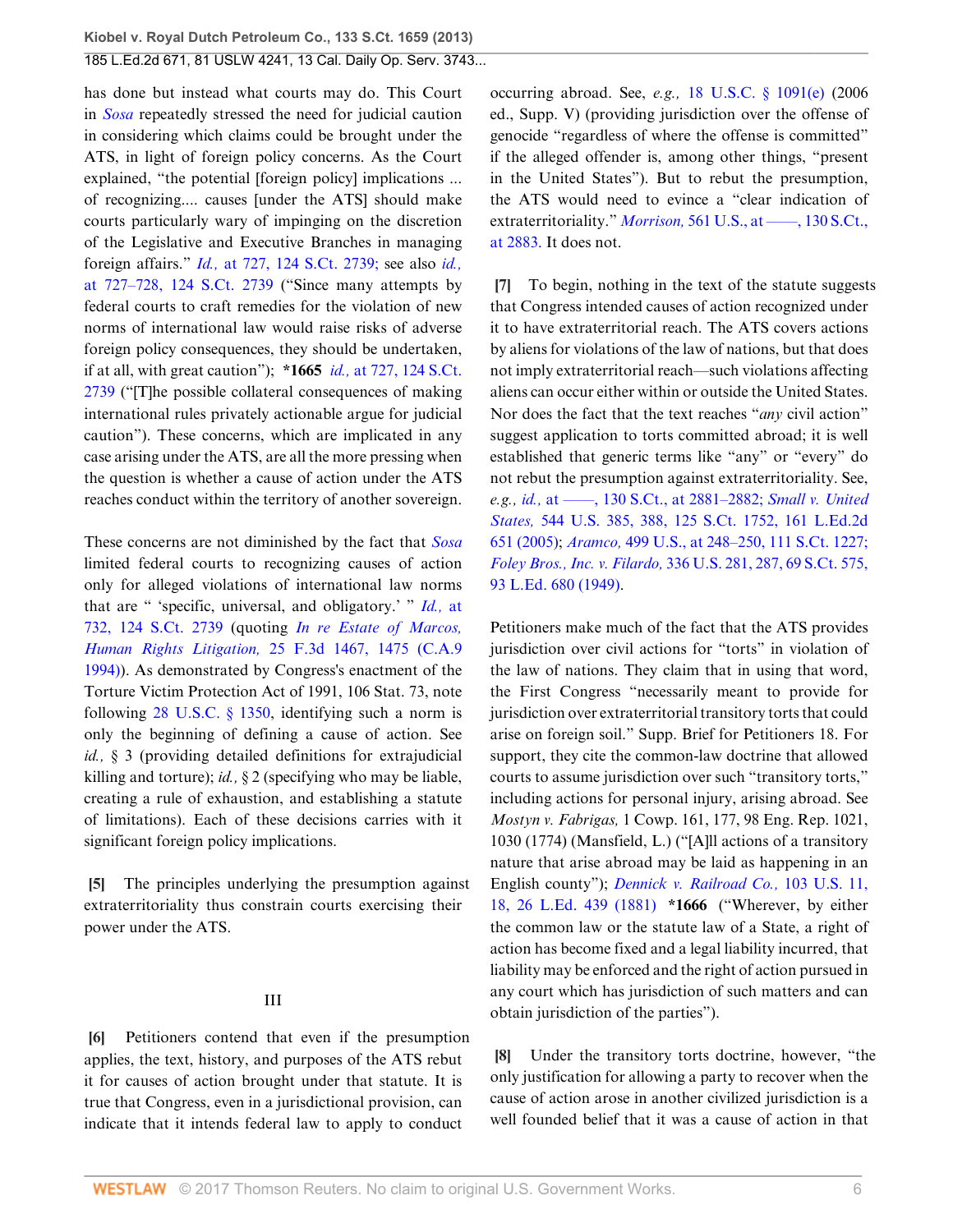has done but instead what courts may do. This Court in *Sosa* repeatedly stressed the need for judicial caution in considering which claims could be brought under the ATS, in light of foreign policy concerns. As the Court explained, "the potential [foreign policy] implications ... of recognizing.... causes [under the ATS] should make courts particularly wary of impinging on the discretion of the Legislative and Executive Branches in managing foreign affairs." *Id.,* at 727, 124 S.Ct. 2739; see also *id.,* at 727–728, 124 S.Ct. 2739 ("Since many attempts by federal courts to craft remedies for the violation of new norms of international law would raise risks of adverse foreign policy consequences, they should be undertaken, if at all, with great caution"); **\*1665** *id.,* at 727, 124 S.Ct. 2739 ("[T]he possible collateral consequences of making international rules privately actionable argue for judicial caution"). These concerns, which are implicated in any case arising under the ATS, are all the more pressing when the question is whether a cause of action under the ATS reaches conduct within the territory of another sovereign.

These concerns are not diminished by the fact that *Sosa* limited federal courts to recognizing causes of action only for alleged violations of international law norms that are " 'specific, universal, and obligatory.' " *Id.,* at 732, 124 S.Ct. 2739 (quoting *In re Estate of Marcos, Human Rights Litigation,* 25 F.3d 1467, 1475 (C.A.9 1994)). As demonstrated by Congress's enactment of the Torture Victim Protection Act of 1991, 106 Stat. 73, note following 28 U.S.C. § 1350, identifying such a norm is only the beginning of defining a cause of action. See *id.,* § 3 (providing detailed definitions for extrajudicial killing and torture); *id.,* § 2 (specifying who may be liable, creating a rule of exhaustion, and establishing a statute of limitations). Each of these decisions carries with it significant foreign policy implications.

**[5]** The principles underlying the presumption against extraterritoriality thus constrain courts exercising their power under the ATS.

## III

**[6]** Petitioners contend that even if the presumption applies, the text, history, and purposes of the ATS rebut it for causes of action brought under that statute. It is true that Congress, even in a jurisdictional provision, can indicate that it intends federal law to apply to conduct occurring abroad. See, *e.g.,* 18 U.S.C. § 1091(e) (2006 ed., Supp. V) (providing jurisdiction over the offense of genocide "regardless of where the offense is committed" if the alleged offender is, among other things, "present in the United States"). But to rebut the presumption, the ATS would need to evince a "clear indication of extraterritoriality." *Morrison,* 561 U.S., at ——, 130 S.Ct., at 2883. It does not.

**[7]** To begin, nothing in the text of the statute suggests that Congress intended causes of action recognized under it to have extraterritorial reach. The ATS covers actions by aliens for violations of the law of nations, but that does not imply extraterritorial reach—such violations affecting aliens can occur either within or outside the United States. Nor does the fact that the text reaches "*any* civil action" suggest application to torts committed abroad; it is well established that generic terms like "any" or "every" do not rebut the presumption against extraterritoriality. See, *e.g., id.,* at ——, 130 S.Ct., at 2881–2882; *Small v. United States,* 544 U.S. 385, 388, 125 S.Ct. 1752, 161 L.Ed.2d 651 (2005); *Aramco,* 499 U.S., at 248–250, 111 S.Ct. 1227; *Foley Bros., Inc. v. Filardo,* 336 U.S. 281, 287, 69 S.Ct. 575, 93 L.Ed. 680 (1949).

Petitioners make much of the fact that the ATS provides jurisdiction over civil actions for "torts" in violation of the law of nations. They claim that in using that word, the First Congress "necessarily meant to provide for jurisdiction over extraterritorial transitory torts that could arise on foreign soil." Supp. Brief for Petitioners 18. For support, they cite the common-law doctrine that allowed courts to assume jurisdiction over such "transitory torts," including actions for personal injury, arising abroad. See *Mostyn v. Fabrigas,* 1 Cowp. 161, 177, 98 Eng. Rep. 1021, 1030 (1774) (Mansfield, L.) ("[A]ll actions of a transitory nature that arise abroad may be laid as happening in an English county"); *Dennick v. Railroad Co.,* 103 U.S. 11, 18, 26 L.Ed. 439 (1881) **\*1666** ("Wherever, by either the common law or the statute law of a State, a right of action has become fixed and a legal liability incurred, that liability may be enforced and the right of action pursued in any court which has jurisdiction of such matters and can obtain jurisdiction of the parties").

**[8]** Under the transitory torts doctrine, however, "the only justification for allowing a party to recover when the cause of action arose in another civilized jurisdiction is a well founded belief that it was a cause of action in that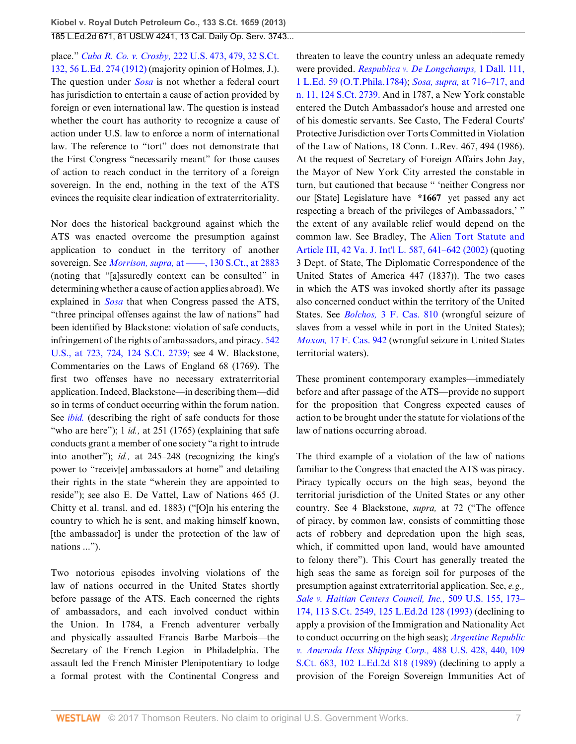place." *Cuba R. Co. v. Crosby,* 222 U.S. 473, 479, 32 S.Ct. 132, 56 L.Ed. 274 (1912) (majority opinion of Holmes, J.). The question under *Sosa* is not whether a federal court has jurisdiction to entertain a cause of action provided by foreign or even international law. The question is instead whether the court has authority to recognize a cause of action under U.S. law to enforce a norm of international law. The reference to "tort" does not demonstrate that the First Congress "necessarily meant" for those causes of action to reach conduct in the territory of a foreign sovereign. In the end, nothing in the text of the ATS evinces the requisite clear indication of extraterritoriality.

Nor does the historical background against which the ATS was enacted overcome the presumption against application to conduct in the territory of another sovereign. See *Morrison, supra,* at ——, 130 S.Ct., at 2883 (noting that "[a]ssuredly context can be consulted" in determining whether a cause of action applies abroad). We explained in *Sosa* that when Congress passed the ATS, "three principal offenses against the law of nations" had been identified by Blackstone: violation of safe conducts, infringement of the rights of ambassadors, and piracy. 542 U.S., at 723, 724, 124 S.Ct. 2739; see 4 W. Blackstone, Commentaries on the Laws of England 68 (1769). The first two offenses have no necessary extraterritorial application. Indeed, Blackstone—in describing them—did so in terms of conduct occurring within the forum nation. See *ibid.* (describing the right of safe conducts for those "who are here"); 1 *id.,* at 251 (1765) (explaining that safe conducts grant a member of one society "a right to intrude into another"); *id.,* at 245–248 (recognizing the king's power to "receiv[e] ambassadors at home" and detailing their rights in the state "wherein they are appointed to reside"); see also E. De Vattel, Law of Nations 465 (J. Chitty et al. transl. and ed. 1883) ("[O]n his entering the country to which he is sent, and making himself known, [the ambassador] is under the protection of the law of nations ...").

Two notorious episodes involving violations of the law of nations occurred in the United States shortly before passage of the ATS. Each concerned the rights of ambassadors, and each involved conduct within the Union. In 1784, a French adventurer verbally and physically assaulted Francis Barbe Marbois—the Secretary of the French Legion—in Philadelphia. The assault led the French Minister Plenipotentiary to lodge a formal protest with the Continental Congress and threaten to leave the country unless an adequate remedy were provided. *Respublica v. De Longchamps,* 1 Dall. 111, 1 L.Ed. 59 (O.T.Phila.1784); *Sosa, supra,* at 716–717, and n. 11, 124 S.Ct. 2739. And in 1787, a New York constable entered the Dutch Ambassador's house and arrested one of his domestic servants. See Casto, The Federal Courts' Protective Jurisdiction over Torts Committed in Violation of the Law of Nations, 18 Conn. L.Rev. 467, 494 (1986). At the request of Secretary of Foreign Affairs John Jay, the Mayor of New York City arrested the constable in turn, but cautioned that because " 'neither Congress nor our [State] Legislature have **\*1667** yet passed any act respecting a breach of the privileges of Ambassadors,' " the extent of any available relief would depend on the common law. See Bradley, The Alien Tort Statute and Article III, 42 Va. J. Int'l L. 587, 641–642 (2002) (quoting 3 Dept. of State, The Diplomatic Correspondence of the United States of America 447 (1837)). The two cases in which the ATS was invoked shortly after its passage also concerned conduct within the territory of the United States. See *Bolchos,* 3 F. Cas. 810 (wrongful seizure of slaves from a vessel while in port in the United States); *Moxon,* 17 F. Cas. 942 (wrongful seizure in United States territorial waters).

These prominent contemporary examples—immediately before and after passage of the ATS—provide no support for the proposition that Congress expected causes of action to be brought under the statute for violations of the law of nations occurring abroad.

The third example of a violation of the law of nations familiar to the Congress that enacted the ATS was piracy. Piracy typically occurs on the high seas, beyond the territorial jurisdiction of the United States or any other country. See 4 Blackstone, *supra,* at 72 ("The offence of piracy, by common law, consists of committing those acts of robbery and depredation upon the high seas, which, if committed upon land, would have amounted to felony there"). This Court has generally treated the high seas the same as foreign soil for purposes of the presumption against extraterritorial application. See, *e.g., Sale v. Haitian Centers Council, Inc.,* 509 U.S. 155, 173–174, 113 S.Ct. 2549, 125 L.Ed.2d 128 (1993) (declining to apply a provision of the Immigration and Nationality Act to conduct occurring on the high seas); *Argentine Republic v. Amerada Hess Shipping Corp.,* 488 U.S. 428, 440, 109 S.Ct. 683, 102 L.Ed.2d 818 (1989) (declining to apply a provision of the Foreign Sovereign Immunities Act of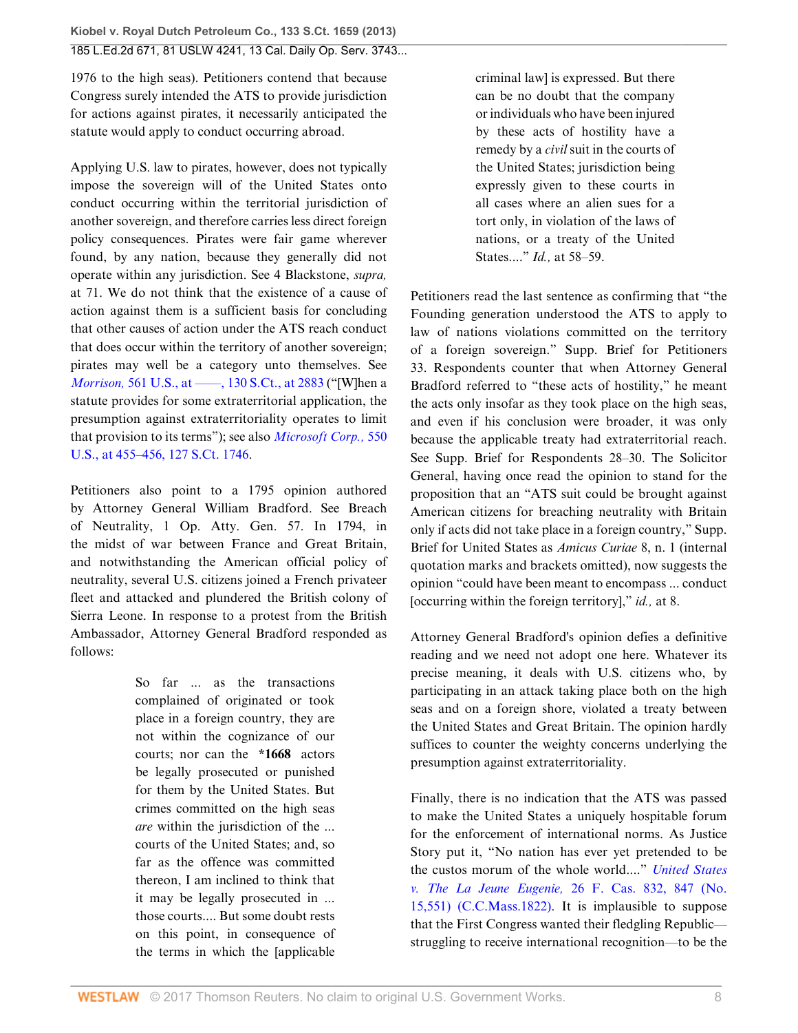1976 to the high seas). Petitioners contend that because Congress surely intended the ATS to provide jurisdiction for actions against pirates, it necessarily anticipated the statute would apply to conduct occurring abroad.

Applying U.S. law to pirates, however, does not typically impose the sovereign will of the United States onto conduct occurring within the territorial jurisdiction of another sovereign, and therefore carries less direct foreign policy consequences. Pirates were fair game wherever found, by any nation, because they generally did not operate within any jurisdiction. See 4 Blackstone, *supra,* at 71. We do not think that the existence of a cause of action against them is a sufficient basis for concluding that other causes of action under the ATS reach conduct that does occur within the territory of another sovereign; pirates may well be a category unto themselves. See *Morrison,* 561 U.S., at ––––, 130 S.Ct., at 2883 ("[W]hen a statute provides for some extraterritorial application, the presumption against extraterritoriality operates to limit that provision to its terms"); see also *Microsoft Corp.,* 550 U.S., at 455–456, 127 S.Ct. 1746.

Petitioners also point to a 1795 opinion authored by Attorney General William Bradford. See Breach of Neutrality, 1 Op. Atty. Gen. 57. In 1794, in the midst of war between France and Great Britain, and notwithstanding the American official policy of neutrality, several U.S. citizens joined a French privateer fleet and attacked and plundered the British colony of Sierra Leone. In response to a protest from the British Ambassador, Attorney General Bradford responded as follows:

> So far ... as the transactions complained of originated or took place in a foreign country, they are not within the cognizance of our courts; nor can the **\*1668** actors be legally prosecuted or punished for them by the United States. But crimes committed on the high seas *are* within the jurisdiction of the ... courts of the United States; and, so far as the offence was committed thereon, I am inclined to think that it may be legally prosecuted in ... those courts.... But some doubt rests on this point, in consequence of the terms in which the [applicable criminal law] is expressed. But there can be no doubt that the company or individuals who have been injured by these acts of hostility have a remedy by a *civil* suit in the courts of the United States; jurisdiction being expressly given to these courts in all cases where an alien sues for a tort only, in violation of the laws of nations, or a treaty of the United States...." *Id.,* at 58–59.

Petitioners read the last sentence as confirming that "the Founding generation understood the ATS to apply to law of nations violations committed on the territory of a foreign sovereign." Supp. Brief for Petitioners 33. Respondents counter that when Attorney General Bradford referred to "these acts of hostility," he meant the acts only insofar as they took place on the high seas, and even if his conclusion were broader, it was only because the applicable treaty had extraterritorial reach. See Supp. Brief for Respondents 28–30. The Solicitor General, having once read the opinion to stand for the proposition that an "ATS suit could be brought against American citizens for breaching neutrality with Britain only if acts did not take place in a foreign country," Supp. Brief for United States as *Amicus Curiae* 8, n. 1 (internal quotation marks and brackets omitted), now suggests the opinion "could have been meant to encompass ... conduct [occurring within the foreign territory]," *id.,* at 8.

Attorney General Bradford's opinion defies a definitive reading and we need not adopt one here. Whatever its precise meaning, it deals with U.S. citizens who, by participating in an attack taking place both on the high seas and on a foreign shore, violated a treaty between the United States and Great Britain. The opinion hardly suffices to counter the weighty concerns underlying the presumption against extraterritoriality.

Finally, there is no indication that the ATS was passed to make the United States a uniquely hospitable forum for the enforcement of international norms. As Justice Story put it, "No nation has ever yet pretended to be the custos morum of the whole world...." *United States v. The La Jeune Eugenie,* 26 F. Cas. 832, 847 (No. 15,551) (C.C.Mass.1822). It is implausible to suppose that the First Congress wanted their fledgling Republic—struggling to receive international recognition—to be the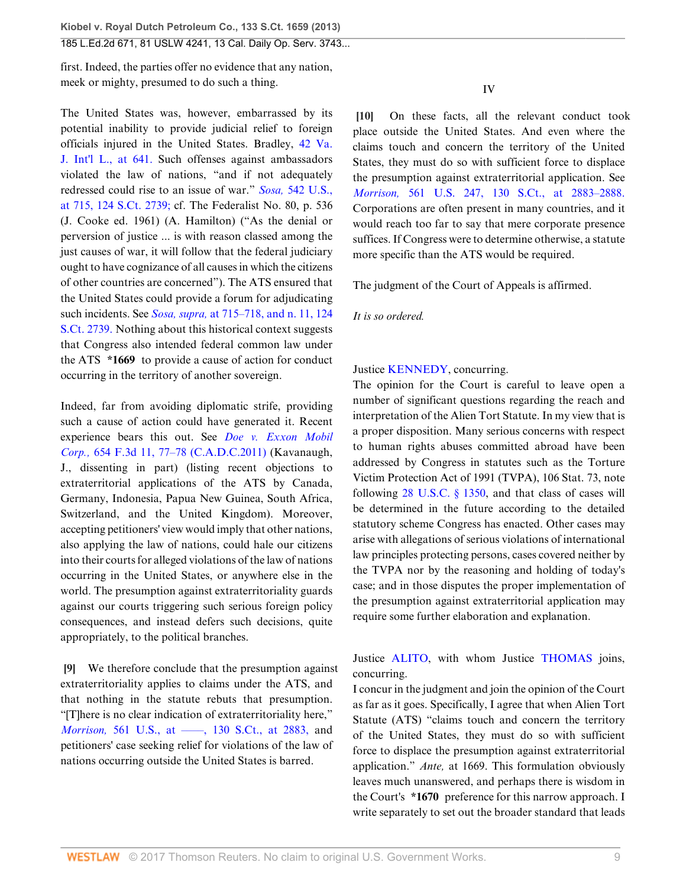first. Indeed, the parties offer no evidence that any nation, meek or mighty, presumed to do such a thing.

The United States was, however, embarrassed by its potential inability to provide judicial relief to foreign officials injured in the United States. Bradley, 42 Va. J. Int'l L., at 641. Such offenses against ambassadors violated the law of nations, "and if not adequately redressed could rise to an issue of war." *Sosa,* 542 U.S., at 715, 124 S.Ct. 2739; cf. The Federalist No. 80, p. 536 (J. Cooke ed. 1961) (A. Hamilton) ("As the denial or perversion of justice ... is with reason classed among the just causes of war, it will follow that the federal judiciary ought to have cognizance of all causes in which the citizens of other countries are concerned"). The ATS ensured that the United States could provide a forum for adjudicating such incidents. See *Sosa, supra,* at 715–718, and n. 11, 124 S.Ct. 2739. Nothing about this historical context suggests that Congress also intended federal common law under the ATS **\*1669** to provide a cause of action for conduct occurring in the territory of another sovereign.

Indeed, far from avoiding diplomatic strife, providing such a cause of action could have generated it. Recent experience bears this out. See *Doe v. Exxon Mobil Corp.,* 654 F.3d 11, 77–78 (C.A.D.C.2011) (Kavanaugh, J., dissenting in part) (listing recent objections to extraterritorial applications of the ATS by Canada, Germany, Indonesia, Papua New Guinea, South Africa, Switzerland, and the United Kingdom). Moreover, accepting petitioners' view would imply that other nations, also applying the law of nations, could hale our citizens into their courts for alleged violations of the law of nations occurring in the United States, or anywhere else in the world. The presumption against extraterritoriality guards against our courts triggering such serious foreign policy consequences, and instead defers such decisions, quite appropriately, to the political branches.

**[9]** We therefore conclude that the presumption against extraterritoriality applies to claims under the ATS, and that nothing in the statute rebuts that presumption. "[T]here is no clear indication of extraterritoriality here," *Morrison,* 561 U.S., at ——, 130 S.Ct., at 2883, and petitioners' case seeking relief for violations of the law of nations occurring outside the United States is barred.

## IV

**[10]** On these facts, all the relevant conduct took place outside the United States. And even where the claims touch and concern the territory of the United States, they must do so with sufficient force to displace the presumption against extraterritorial application. See *Morrison,* 561 U.S. 247, 130 S.Ct., at 2883–2888. Corporations are often present in many countries, and it would reach too far to say that mere corporate presence suffices. If Congress were to determine otherwise, a statute more specific than the ATS would be required.

The judgment of the Court of Appeals is affirmed.

*It is so ordered.*

Justice KENNEDY, concurring.

The opinion for the Court is careful to leave open a number of significant questions regarding the reach and interpretation of the Alien Tort Statute. In my view that is a proper disposition. Many serious concerns with respect to human rights abuses committed abroad have been addressed by Congress in statutes such as the Torture Victim Protection Act of 1991 (TVPA), 106 Stat. 73, note following 28 U.S.C. § 1350, and that class of cases will be determined in the future according to the detailed statutory scheme Congress has enacted. Other cases may arise with allegations of serious violations of international law principles protecting persons, cases covered neither by the TVPA nor by the reasoning and holding of today's case; and in those disputes the proper implementation of the presumption against extraterritorial application may require some further elaboration and explanation.

Justice ALITO, with whom Justice THOMAS joins, concurring.

I concur in the judgment and join the opinion of the Court as far as it goes. Specifically, I agree that when Alien Tort Statute (ATS) "claims touch and concern the territory of the United States, they must do so with sufficient force to displace the presumption against extraterritorial application." *Ante,* at 1669. This formulation obviously leaves much unanswered, and perhaps there is wisdom in the Court's **\*1670** preference for this narrow approach. I write separately to set out the broader standard that leads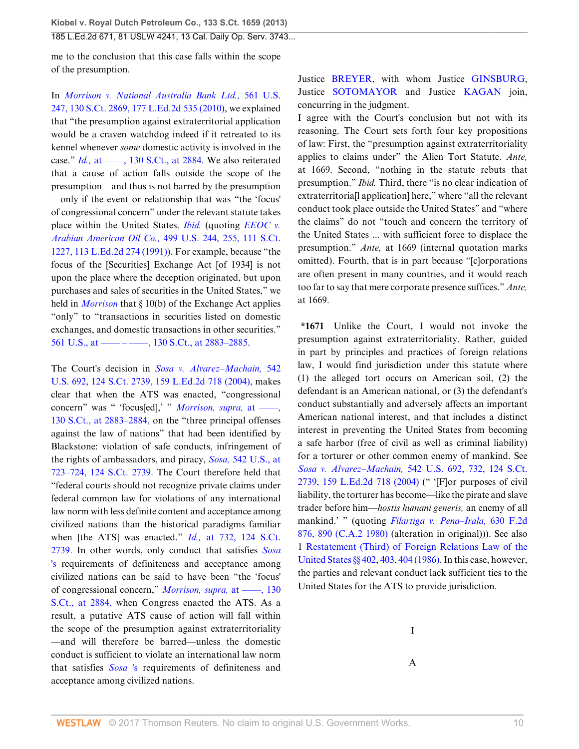me to the conclusion that this case falls within the scope of the presumption.

In *Morrison v. National Australia Bank Ltd.,* 561 U.S. 247, 130 S.Ct. 2869, 177 L.Ed.2d 535 (2010), we explained that "the presumption against extraterritorial application would be a craven watchdog indeed if it retreated to its kennel whenever *some* domestic activity is involved in the case." *Id.,* at ––––, 130 S.Ct., at 2884. We also reiterated that a cause of action falls outside the scope of the presumption—and thus is not barred by the presumption—only if the event or relationship that was "the 'focus' of congressional concern" under the relevant statute takes place within the United States. *Ibid.* (quoting *EEOC v. Arabian American Oil Co.,* 499 U.S. 244, 255, 111 S.Ct. 1227, 113 L.Ed.2d 274 (1991)). For example, because "the focus of the [Securities] Exchange Act [of 1934] is not upon the place where the deception originated, but upon purchases and sales of securities in the United States," we held in *Morrison* that § 10(b) of the Exchange Act applies "only" to "transactions in securities listed on domestic exchanges, and domestic transactions in other securities." 561 U.S., at –––– – ––––, 130 S.Ct., at 2883–2885.

The Court's decision in *Sosa v. Alvarez–Machain,* 542 U.S. 692, 124 S.Ct. 2739, 159 L.Ed.2d 718 (2004), makes clear that when the ATS was enacted, "congressional concern" was " 'focus[ed],' " *Morrison, supra,* at ––––, 130 S.Ct., at 2883–2884, on the "three principal offenses against the law of nations" that had been identified by Blackstone: violation of safe conducts, infringement of the rights of ambassadors, and piracy, *Sosa,* 542 U.S., at 723–724, 124 S.Ct. 2739. The Court therefore held that "federal courts should not recognize private claims under federal common law for violations of any international law norm with less definite content and acceptance among civilized nations than the historical paradigms familiar when [the ATS] was enacted." *Id.,* at 732, 124 S.Ct. 2739. In other words, only conduct that satisfies *Sosa* 's requirements of definiteness and acceptance among civilized nations can be said to have been "the 'focus' of congressional concern," *Morrison, supra,* at ––––, 130 S.Ct., at 2884, when Congress enacted the ATS. As a result, a putative ATS cause of action will fall within the scope of the presumption against extraterritoriality—and will therefore be barred—unless the domestic conduct is sufficient to violate an international law norm that satisfies *Sosa* 's requirements of definiteness and acceptance among civilized nations.

Justice BREYER, with whom Justice GINSBURG, Justice SOTOMAYOR and Justice KAGAN join, concurring in the judgment.

I agree with the Court's conclusion but not with its reasoning. The Court sets forth four key propositions of law: First, the "presumption against extraterritoriality applies to claims under" the Alien Tort Statute. *Ante,* at 1669. Second, "nothing in the statute rebuts that presumption." *Ibid.* Third, there "is no clear indication of extraterritoria[l application] here," where "all the relevant conduct took place outside the United States" and "where the claims" do not "touch and concern the territory of the United States ... with sufficient force to displace the presumption." *Ante,* at 1669 (internal quotation marks omitted). Fourth, that is in part because "[c]orporations are often present in many countries, and it would reach too far to say that mere corporate presence suffices." *Ante,* at 1669.

**\*1671** Unlike the Court, I would not invoke the presumption against extraterritoriality. Rather, guided in part by principles and practices of foreign relations law, I would find jurisdiction under this statute where (1) the alleged tort occurs on American soil, (2) the defendant is an American national, or (3) the defendant's conduct substantially and adversely affects an important American national interest, and that includes a distinct interest in preventing the United States from becoming a safe harbor (free of civil as well as criminal liability) for a torturer or other common enemy of mankind. See *Sosa v. Alvarez–Machain,* 542 U.S. 692, 732, 124 S.Ct. 2739, 159 L.Ed.2d 718 (2004) (" '[F]or purposes of civil liability, the torturer has become—like the pirate and slave trader before him—*hostis humani generis,* an enemy of all mankind.' " (quoting *Filartiga v. Pena–Irala,* 630 F.2d 876, 890 (C.A.2 1980) (alteration in original))). See also 1 Restatement (Third) of Foreign Relations Law of the United States §§ 402, 403, 404 (1986). In this case, however, the parties and relevant conduct lack sufficient ties to the United States for the ATS to provide jurisdiction.

## I

### A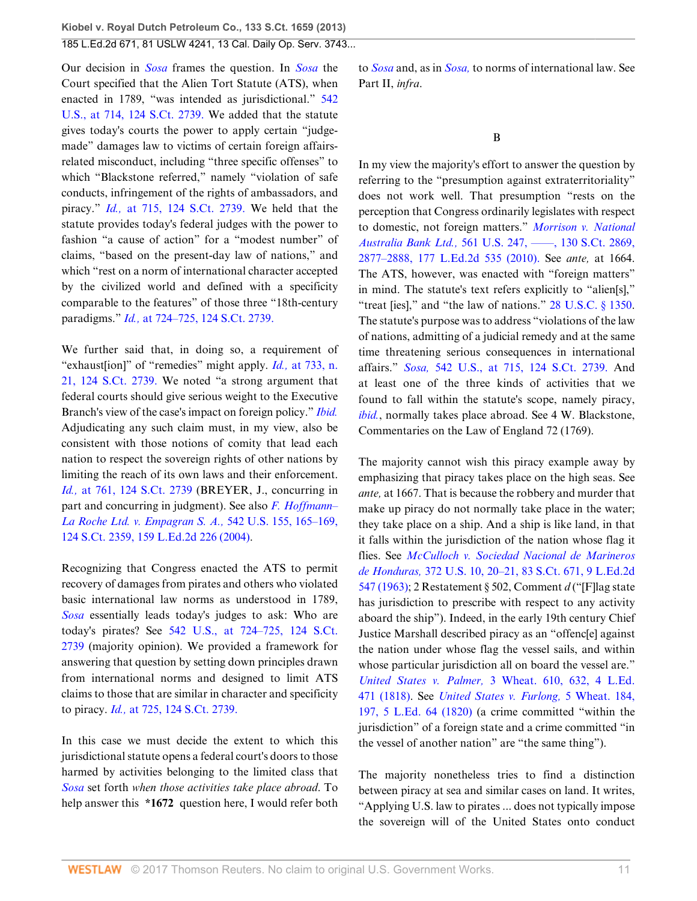Our decision in *Sosa* frames the question. In *Sosa* the Court specified that the Alien Tort Statute (ATS), when enacted in 1789, "was intended as jurisdictional." 542 U.S., at 714, 124 S.Ct. 2739. We added that the statute gives today's courts the power to apply certain "judge-made" damages law to victims of certain foreign affairs-related misconduct, including "three specific offenses" to which "Blackstone referred," namely "violation of safe conducts, infringement of the rights of ambassadors, and piracy." *Id.,* at 715, 124 S.Ct. 2739. We held that the statute provides today's federal judges with the power to fashion "a cause of action" for a "modest number" of claims, "based on the present-day law of nations," and which "rest on a norm of international character accepted by the civilized world and defined with a specificity comparable to the features" of those three "18th-century paradigms." *Id.,* at 724–725, 124 S.Ct. 2739.

We further said that, in doing so, a requirement of "exhaust[ion]" of "remedies" might apply. *Id.,* at 733, n. 21, 124 S.Ct. 2739. We noted "a strong argument that federal courts should give serious weight to the Executive Branch's view of the case's impact on foreign policy." *Ibid.* Adjudicating any such claim must, in my view, also be consistent with those notions of comity that lead each nation to respect the sovereign rights of other nations by limiting the reach of its own laws and their enforcement. *Id.,* at 761, 124 S.Ct. 2739 (BREYER, J., concurring in part and concurring in judgment). See also *F. Hoffmann–La Roche Ltd. v. Empagran S. A.,* 542 U.S. 155, 165–169, 124 S.Ct. 2359, 159 L.Ed.2d 226 (2004).

Recognizing that Congress enacted the ATS to permit recovery of damages from pirates and others who violated basic international law norms as understood in 1789, *Sosa* essentially leads today's judges to ask: Who are today's pirates? See 542 U.S., at 724–725, 124 S.Ct. 2739 (majority opinion). We provided a framework for answering that question by setting down principles drawn from international norms and designed to limit ATS claims to those that are similar in character and specificity to piracy. *Id.,* at 725, 124 S.Ct. 2739.

In this case we must decide the extent to which this jurisdictional statute opens a federal court's doors to those harmed by activities belonging to the limited class that *Sosa* set forth *when those activities take place abroad.* To help answer this **\*1672** question here, I would refer both to *Sosa* and, as in *Sosa,* to norms of international law. See Part II, *infra.*

B

In my view the majority's effort to answer the question by referring to the "presumption against extraterritoriality" does not work well. That presumption "rests on the perception that Congress ordinarily legislates with respect to domestic, not foreign matters." *Morrison v. National Australia Bank Ltd.,* 561 U.S. 247, ––––, 130 S.Ct. 2869, 2877–2888, 177 L.Ed.2d 535 (2010). See *ante,* at 1664. The ATS, however, was enacted with "foreign matters" in mind. The statute's text refers explicitly to "alien[s]," "treat [ies]," and "the law of nations." 28 U.S.C. § 1350. The statute's purpose was to address "violations of the law of nations, admitting of a judicial remedy and at the same time threatening serious consequences in international affairs." *Sosa,* 542 U.S., at 715, 124 S.Ct. 2739. And at least one of the three kinds of activities that we found to fall within the statute's scope, namely piracy, *ibid.*, normally takes place abroad. See 4 W. Blackstone, Commentaries on the Law of England 72 (1769).

The majority cannot wish this piracy example away by emphasizing that piracy takes place on the high seas. See *ante,* at 1667. That is because the robbery and murder that make up piracy do not normally take place in the water; they take place on a ship. And a ship is like land, in that it falls within the jurisdiction of the nation whose flag it flies. See *McCulloch v. Sociedad Nacional de Marineros de Honduras,* 372 U.S. 10, 20–21, 83 S.Ct. 671, 9 L.Ed.2d 547 (1963); 2 Restatement § 502, Comment *d* ("[F]lag state has jurisdiction to prescribe with respect to any activity aboard the ship"). Indeed, in the early 19th century Chief Justice Marshall described piracy as an "offenc[e] against the nation under whose flag the vessel sails, and within whose particular jurisdiction all on board the vessel are." *United States v. Palmer,* 3 Wheat. 610, 632, 4 L.Ed. 471 (1818). See *United States v. Furlong,* 5 Wheat. 184, 197, 5 L.Ed. 64 (1820) (a crime committed "within the jurisdiction" of a foreign state and a crime committed "in the vessel of another nation" are "the same thing").

The majority nonetheless tries to find a distinction between piracy at sea and similar cases on land. It writes, "Applying U.S. law to pirates ... does not typically impose the sovereign will of the United States onto conduct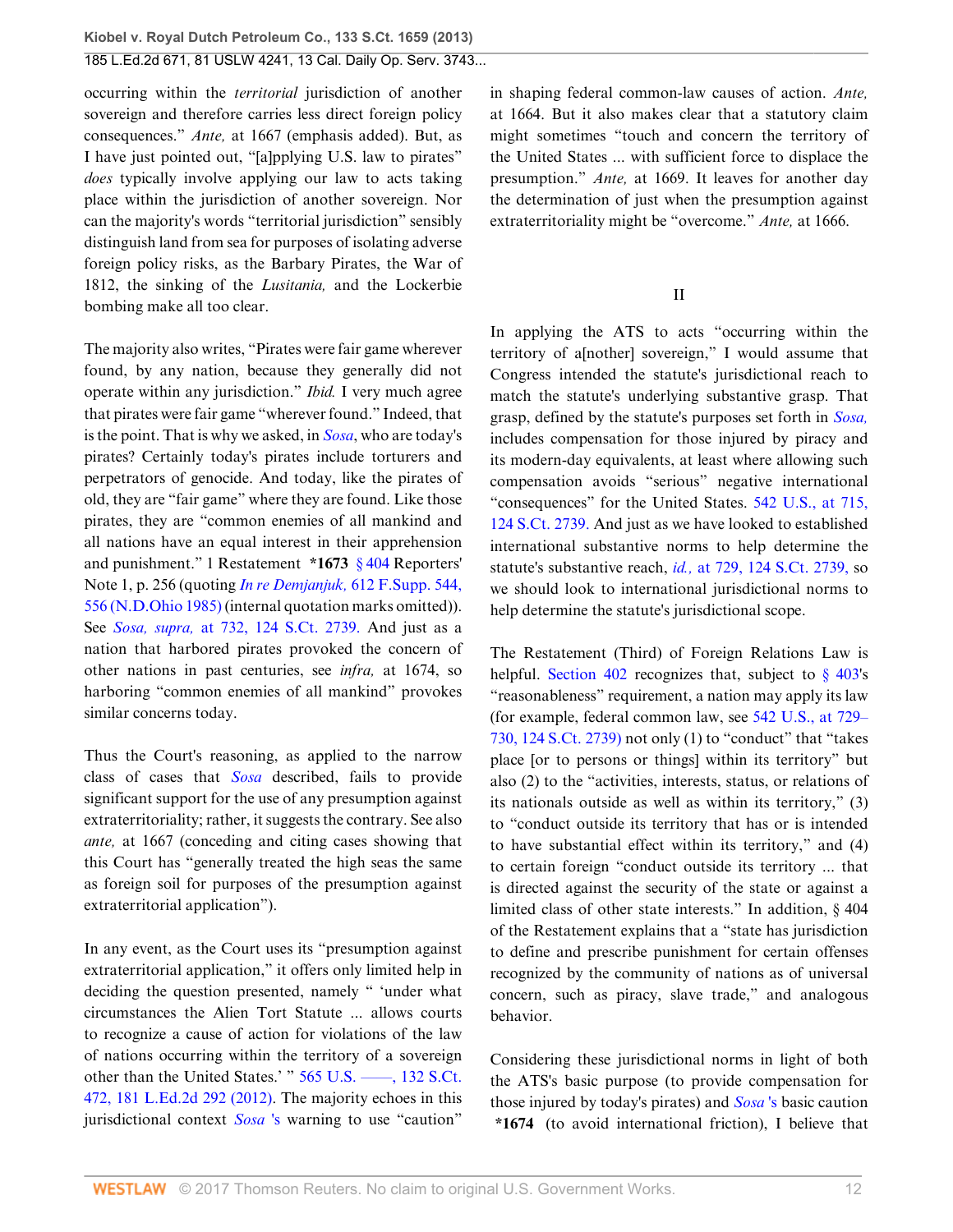occurring within the *territorial* jurisdiction of another sovereign and therefore carries less direct foreign policy consequences." *Ante,* at 1667 (emphasis added). But, as I have just pointed out, "[a]pplying U.S. law to pirates" *does* typically involve applying our law to acts taking place within the jurisdiction of another sovereign. Nor can the majority's words "territorial jurisdiction" sensibly distinguish land from sea for purposes of isolating adverse foreign policy risks, as the Barbary Pirates, the War of 1812, the sinking of the *Lusitania,* and the Lockerbie bombing make all too clear.

The majority also writes, "Pirates were fair game wherever found, by any nation, because they generally did not operate within any jurisdiction." *Ibid.* I very much agree that pirates were fair game "wherever found." Indeed, that is the point. That is why we asked, in *Sosa*, who are today's pirates? Certainly today's pirates include torturers and perpetrators of genocide. And today, like the pirates of old, they are "fair game" where they are found. Like those pirates, they are "common enemies of all mankind and all nations have an equal interest in their apprehension and punishment." 1 Restatement **\*1673** § 404 Reporters' Note 1, p. 256 (quoting *In re Demjanjuk,* 612 F.Supp. 544, 556 (N.D.Ohio 1985) (internal quotation marks omitted)). See *Sosa, supra,* at 732, 124 S.Ct. 2739. And just as a nation that harbored pirates provoked the concern of other nations in past centuries, see *infra,* at 1674, so harboring "common enemies of all mankind" provokes similar concerns today.

Thus the Court's reasoning, as applied to the narrow class of cases that *Sosa* described, fails to provide significant support for the use of any presumption against extraterritoriality; rather, it suggests the contrary. See also *ante,* at 1667 (conceding and citing cases showing that this Court has "generally treated the high seas the same as foreign soil for purposes of the presumption against extraterritorial application").

In any event, as the Court uses its "presumption against extraterritorial application," it offers only limited help in deciding the question presented, namely " 'under what circumstances the Alien Tort Statute ... allows courts to recognize a cause of action for violations of the law of nations occurring within the territory of a sovereign other than the United States.' " 565 U.S. ——, 132 S.Ct. 472, 181 L.Ed.2d 292 (2012). The majority echoes in this jurisdictional context *Sosa* 's warning to use "caution" in shaping federal common-law causes of action. *Ante,* at 1664. But it also makes clear that a statutory claim might sometimes "touch and concern the territory of the United States ... with sufficient force to displace the presumption." *Ante,* at 1669. It leaves for another day the determination of just when the presumption against extraterritoriality might be "overcome." *Ante,* at 1666.

## II

In applying the ATS to acts "occurring within the territory of a[nother] sovereign," I would assume that Congress intended the statute's jurisdictional reach to match the statute's underlying substantive grasp. That grasp, defined by the statute's purposes set forth in *Sosa,* includes compensation for those injured by piracy and its modern-day equivalents, at least where allowing such compensation avoids "serious" negative international "consequences" for the United States. 542 U.S., at 715, 124 S.Ct. 2739. And just as we have looked to established international substantive norms to help determine the statute's substantive reach, *id.,* at 729, 124 S.Ct. 2739, so we should look to international jurisdictional norms to help determine the statute's jurisdictional scope.

The Restatement (Third) of Foreign Relations Law is helpful. Section 402 recognizes that, subject to § 403's "reasonableness" requirement, a nation may apply its law (for example, federal common law, see 542 U.S., at 729–730, 124 S.Ct. 2739) not only (1) to "conduct" that "takes place [or to persons or things] within its territory" but also (2) to the "activities, interests, status, or relations of its nationals outside as well as within its territory," (3) to "conduct outside its territory that has or is intended to have substantial effect within its territory," and (4) to certain foreign "conduct outside its territory ... that is directed against the security of the state or against a limited class of other state interests." In addition, § 404 of the Restatement explains that a "state has jurisdiction to define and prescribe punishment for certain offenses recognized by the community of nations as of universal concern, such as piracy, slave trade," and analogous behavior.

Considering these jurisdictional norms in light of both the ATS's basic purpose (to provide compensation for those injured by today's pirates) and *Sosa* 's basic caution **\*1674** (to avoid international friction), I believe that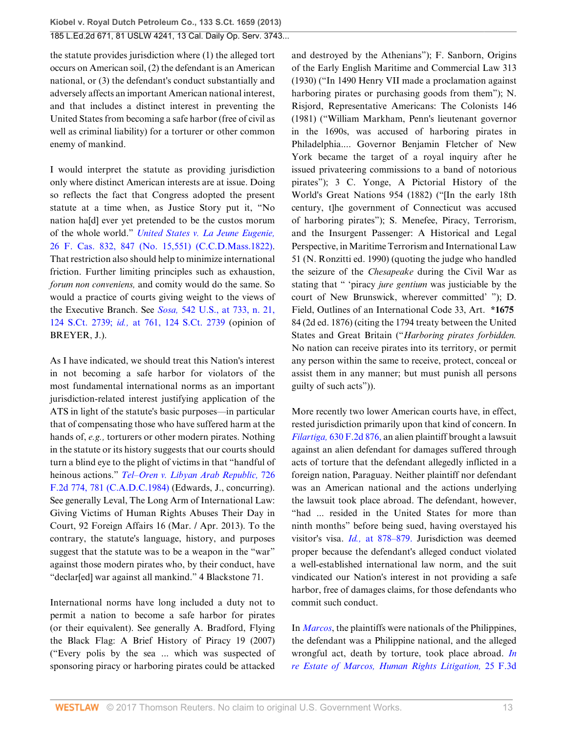the statute provides jurisdiction where (1) the alleged tort occurs on American soil, (2) the defendant is an American national, or (3) the defendant's conduct substantially and adversely affects an important American national interest, and that includes a distinct interest in preventing the United States from becoming a safe harbor (free of civil as well as criminal liability) for a torturer or other common enemy of mankind.

I would interpret the statute as providing jurisdiction only where distinct American interests are at issue. Doing so reflects the fact that Congress adopted the present statute at a time when, as Justice Story put it, "No nation ha[d] ever yet pretended to be the custos morum of the whole world." *United States v. La Jeune Eugenie,* 26 F. Cas. 832, 847 (No. 15,551) (C.C.D.Mass.1822). That restriction also should help to minimize international friction. Further limiting principles such as exhaustion, *forum non conveniens,* and comity would do the same. So would a practice of courts giving weight to the views of the Executive Branch. See *Sosa,* 542 U.S., at 733, n. 21, 124 S.Ct. 2739; *id.,* at 761, 124 S.Ct. 2739 (opinion of BREYER, J.).

As I have indicated, we should treat this Nation's interest in not becoming a safe harbor for violators of the most fundamental international norms as an important jurisdiction-related interest justifying application of the ATS in light of the statute's basic purposes—in particular that of compensating those who have suffered harm at the hands of, *e.g.,* torturers or other modern pirates. Nothing in the statute or its history suggests that our courts should turn a blind eye to the plight of victims in that "handful of heinous actions." *Tel–Oren v. Libyan Arab Republic,* 726 F.2d 774, 781 (C.A.D.C.1984) (Edwards, J., concurring). See generally Leval, The Long Arm of International Law: Giving Victims of Human Rights Abuses Their Day in Court, 92 Foreign Affairs 16 (Mar. / Apr. 2013). To the contrary, the statute's language, history, and purposes suggest that the statute was to be a weapon in the "war" against those modern pirates who, by their conduct, have "declar[ed] war against all mankind." 4 Blackstone 71.

International norms have long included a duty not to permit a nation to become a safe harbor for pirates (or their equivalent). See generally A. Bradford, Flying the Black Flag: A Brief History of Piracy 19 (2007) ("Every polis by the sea ... which was suspected of sponsoring piracy or harboring pirates could be attacked and destroyed by the Athenians"); F. Sanborn, Origins of the Early English Maritime and Commercial Law 313 (1930) ("In 1490 Henry VII made a proclamation against harboring pirates or purchasing goods from them"); N. Risjord, Representative Americans: The Colonists 146 (1981) ("William Markham, Penn's lieutenant governor in the 1690s, was accused of harboring pirates in Philadelphia.... Governor Benjamin Fletcher of New York became the target of a royal inquiry after he issued privateering commissions to a band of notorious pirates"); 3 C. Yonge, A Pictorial History of the World's Great Nations 954 (1882) ("[In the early 18th century, t]he government of Connecticut was accused of harboring pirates"); S. Menefee, Piracy, Terrorism, and the Insurgent Passenger: A Historical and Legal Perspective, in Maritime Terrorism and International Law 51 (N. Ronzitti ed. 1990) (quoting the judge who handled the seizure of the *Chesapeake* during the Civil War as stating that " 'piracy *jure gentium* was justiciable by the court of New Brunswick, wherever committed' "); D. Field, Outlines of an International Code 33, Art. **\*1675** 84 (2d ed. 1876) (citing the 1794 treaty between the United States and Great Britain ("*Harboring pirates forbidden.* No nation can receive pirates into its territory, or permit any person within the same to receive, protect, conceal or assist them in any manner; but must punish all persons guilty of such acts")).

More recently two lower American courts have, in effect, rested jurisdiction primarily upon that kind of concern. In *Filartiga,* 630 F.2d 876, an alien plaintiff brought a lawsuit against an alien defendant for damages suffered through acts of torture that the defendant allegedly inflicted in a foreign nation, Paraguay. Neither plaintiff nor defendant was an American national and the actions underlying the lawsuit took place abroad. The defendant, however, "had ... resided in the United States for more than ninth months" before being sued, having overstayed his visitor's visa. *Id.,* at 878–879. Jurisdiction was deemed proper because the defendant's alleged conduct violated a well-established international law norm, and the suit vindicated our Nation's interest in not providing a safe harbor, free of damages claims, for those defendants who commit such conduct.

In *Marcos*, the plaintiffs were nationals of the Philippines, the defendant was a Philippine national, and the alleged wrongful act, death by torture, took place abroad. *In re Estate of Marcos, Human Rights Litigation,* 25 F.3d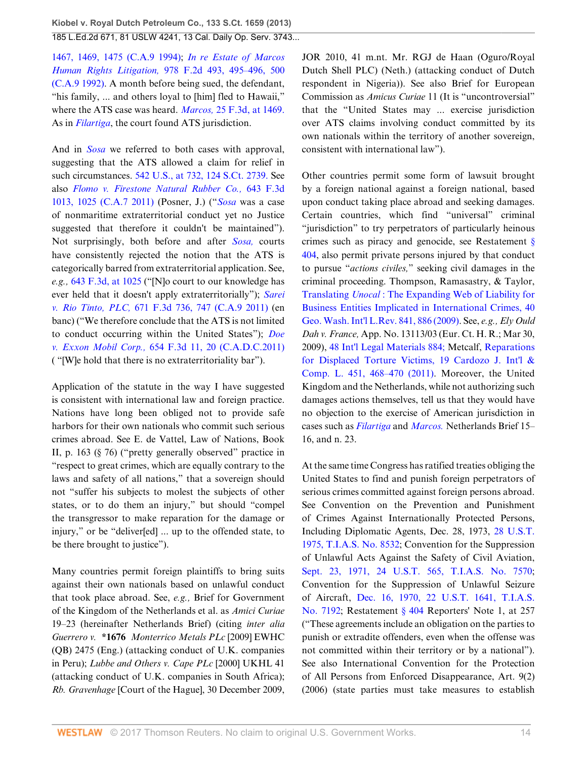1467, 1469, 1475 (C.A.9 1994); *In re Estate of Marcos Human Rights Litigation,* 978 F.2d 493, 495–496, 500 (C.A.9 1992). A month before being sued, the defendant, "his family, ... and others loyal to [him] fled to Hawaii," where the ATS case was heard. *Marcos,* 25 F.3d, at 1469. As in *Filartiga*, the court found ATS jurisdiction.

And in *Sosa* we referred to both cases with approval, suggesting that the ATS allowed a claim for relief in such circumstances. 542 U.S., at 732, 124 S.Ct. 2739. See also *Flomo v. Firestone Natural Rubber Co.,* 643 F.3d 1013, 1025 (C.A.7 2011) (Posner, J.) ("*Sosa* was a case of nonmaritime extraterritorial conduct yet no Justice suggested that therefore it couldn't be maintained"). Not surprisingly, both before and after *Sosa,* courts have consistently rejected the notion that the ATS is categorically barred from extraterritorial application. See, *e.g.,* 643 F.3d, at 1025 ("[N]o court to our knowledge has ever held that it doesn't apply extraterritorially"); *Sarei v. Rio Tinto, PLC,* 671 F.3d 736, 747 (C.A.9 2011) (en banc) ("We therefore conclude that the ATS is not limited to conduct occurring within the United States"); *Doe v. Exxon Mobil Corp.,* 654 F.3d 11, 20 (C.A.D.C.2011) ( "[W]e hold that there is no extraterritoriality bar").

Application of the statute in the way I have suggested is consistent with international law and foreign practice. Nations have long been obliged not to provide safe harbors for their own nationals who commit such serious crimes abroad. See E. de Vattel, Law of Nations, Book II, p. 163 (§ 76) ("pretty generally observed" practice in "respect to great crimes, which are equally contrary to the laws and safety of all nations," that a sovereign should not "suffer his subjects to molest the subjects of other states, or to do them an injury," but should "compel the transgressor to make reparation for the damage or injury," or be "deliver[ed] ... up to the offended state, to be there brought to justice").

Many countries permit foreign plaintiffs to bring suits against their own nationals based on unlawful conduct that took place abroad. See, *e.g.,* Brief for Government of the Kingdom of the Netherlands et al. as *Amici Curiae* 19–23 (hereinafter Netherlands Brief) (citing *inter alia Guerrero v.* **\*1676** *Monterrico Metals PLc* [2009] EWHC (QB) 2475 (Eng.) (attacking conduct of U.K. companies in Peru); *Lubbe and Others v. Cape PLc* [2000] UKHL 41 (attacking conduct of U.K. companies in South Africa); *Rb. Gravenhage* [Court of the Hague], 30 December 2009, JOR 2010, 41 m.nt. Mr. RGJ de Haan (Oguro/Royal Dutch Shell PLC) (Neth.) (attacking conduct of Dutch respondent in Nigeria)). See also Brief for European Commission as *Amicus Curiae* 11 (It is "uncontroversial" that the "United States may ... exercise jurisdiction over ATS claims involving conduct committed by its own nationals within the territory of another sovereign, consistent with international law").

Other countries permit some form of lawsuit brought by a foreign national against a foreign national, based upon conduct taking place abroad and seeking damages. Certain countries, which find "universal" criminal "jurisdiction" to try perpetrators of particularly heinous crimes such as piracy and genocide, see Restatement § 404, also permit private persons injured by that conduct to pursue "*actions civiles,*" seeking civil damages in the criminal proceeding. Thompson, Ramasastry, & Taylor, Translating *Unocal* : The Expanding Web of Liability for Business Entities Implicated in International Crimes, 40 Geo. Wash. Int'l L.Rev. 841, 886 (2009). See, *e.g., Ely Ould Dah v. France,* App. No. 13113/03 (Eur. Ct. H. R.; Mar 30, 2009), 48 Int'l Legal Materials 884; Metcalf, Reparations for Displaced Torture Victims, 19 Cardozo J. Int'l & Comp. L. 451, 468–470 (2011). Moreover, the United Kingdom and the Netherlands, while not authorizing such damages actions themselves, tell us that they would have no objection to the exercise of American jurisdiction in cases such as *Filartiga* and *Marcos.* Netherlands Brief 15–16, and n. 23.

At the same time Congress has ratified treaties obliging the United States to find and punish foreign perpetrators of serious crimes committed against foreign persons abroad. See Convention on the Prevention and Punishment of Crimes Against Internationally Protected Persons, Including Diplomatic Agents, Dec. 28, 1973, 28 U.S.T. 1975, T.I.A.S. No. 8532; Convention for the Suppression of Unlawful Acts Against the Safety of Civil Aviation, Sept. 23, 1971, 24 U.S.T. 565, T.I.A.S. No. 7570; Convention for the Suppression of Unlawful Seizure of Aircraft, Dec. 16, 1970, 22 U.S.T. 1641, T.I.A.S. No. 7192; Restatement § 404 Reporters' Note 1, at 257 ("These agreements include an obligation on the parties to punish or extradite offenders, even when the offense was not committed within their territory or by a national"). See also International Convention for the Protection of All Persons from Enforced Disappearance, Art. 9(2) (2006) (state parties must take measures to establish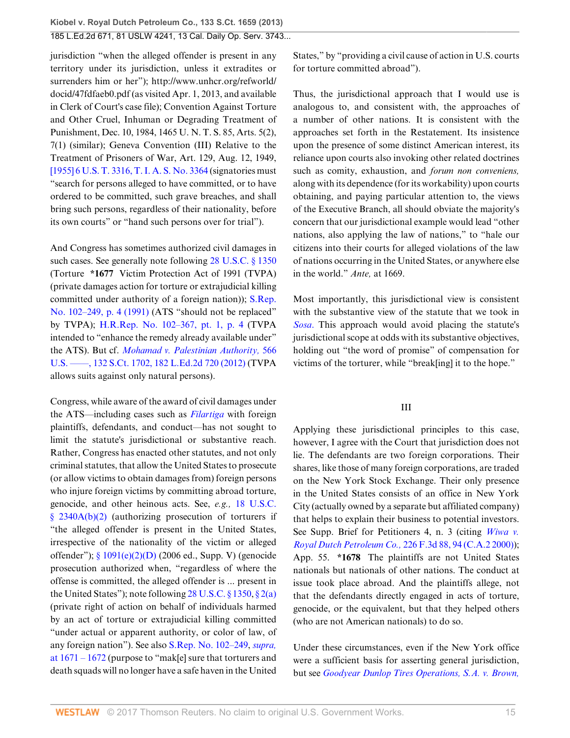jurisdiction "when the alleged offender is present in any territory under its jurisdiction, unless it extradites or surrenders him or her"); http://www.unhcr.org/refworld/docid/47fdfaeb0.pdf (as visited Apr. 1, 2013, and available in Clerk of Court's case file); Convention Against Torture and Other Cruel, Inhuman or Degrading Treatment of Punishment, Dec. 10, 1984, 1465 U. N. T. S. 85, Arts. 5(2), 7(1) (similar); Geneva Convention (III) Relative to the Treatment of Prisoners of War, Art. 129, Aug. 12, 1949, [1955] 6 U.S. T. 3316, T. I. A. S. No. 3364 (signatories must "search for persons alleged to have committed, or to have ordered to be committed, such grave breaches, and shall bring such persons, regardless of their nationality, before its own courts" or "hand such persons over for trial").

And Congress has sometimes authorized civil damages in such cases. See generally note following 28 U.S.C. § 1350 (Torture **\*1677** Victim Protection Act of 1991 (TVPA) (private damages action for torture or extrajudicial killing committed under authority of a foreign nation)); S.Rep. No. 102–249, p. 4 (1991) (ATS "should not be replaced" by TVPA); H.R.Rep. No. 102–367, pt. 1, p. 4 (TVPA intended to "enhance the remedy already available under" the ATS). But cf. *Mohamad v. Palestinian Authority,* 566 U.S. ––––, 132 S.Ct. 1702, 182 L.Ed.2d 720 (2012) (TVPA allows suits against only natural persons).

Congress, while aware of the award of civil damages under the ATS—including cases such as *Filartiga* with foreign plaintiffs, defendants, and conduct—has not sought to limit the statute's jurisdictional or substantive reach. Rather, Congress has enacted other statutes, and not only criminal statutes, that allow the United States to prosecute (or allow victims to obtain damages from) foreign persons who injure foreign victims by committing abroad torture, genocide, and other heinous acts. See, *e.g.,* 18 U.S.C. § 2340A(b)(2) (authorizing prosecution of torturers if "the alleged offender is present in the United States, irrespective of the nationality of the victim or alleged offender"); § 1091(e)(2)(D) (2006 ed., Supp. V) (genocide prosecution authorized when, "regardless of where the offense is committed, the alleged offender is ... present in the United States"); note following 28 U.S.C. § 1350, § 2(a) (private right of action on behalf of individuals harmed by an act of torture or extrajudicial killing committed "under actual or apparent authority, or color of law, of any foreign nation"). See also S.Rep. No. 102–249, *supra,* at 1671 – 1672 (purpose to "mak[e] sure that torturers and death squads will no longer have a safe haven in the United States," by "providing a civil cause of action in U.S. courts for torture committed abroad").

Thus, the jurisdictional approach that I would use is analogous to, and consistent with, the approaches of a number of other nations. It is consistent with the approaches set forth in the Restatement. Its insistence upon the presence of some distinct American interest, its reliance upon courts also invoking other related doctrines such as comity, exhaustion, and *forum non conveniens,* along with its dependence (for its workability) upon courts obtaining, and paying particular attention to, the views of the Executive Branch, all should obviate the majority's concern that our jurisdictional example would lead "other nations, also applying the law of nations," to "hale our citizens into their courts for alleged violations of the law of nations occurring in the United States, or anywhere else in the world." *Ante,* at 1669.

Most importantly, this jurisdictional view is consistent with the substantive view of the statute that we took in *Sosa.* This approach would avoid placing the statute's jurisdictional scope at odds with its substantive objectives, holding out "the word of promise" of compensation for victims of the torturer, while "break[ing] it to the hope."

### III

Applying these jurisdictional principles to this case, however, I agree with the Court that jurisdiction does not lie. The defendants are two foreign corporations. Their shares, like those of many foreign corporations, are traded on the New York Stock Exchange. Their only presence in the United States consists of an office in New York City (actually owned by a separate but affiliated company) that helps to explain their business to potential investors. See Supp. Brief for Petitioners 4, n. 3 (citing *Wiwa v. Royal Dutch Petroleum Co.,* 226 F.3d 88, 94 (C.A.2 2000)); App. 55. **\*1678** The plaintiffs are not United States nationals but nationals of other nations. The conduct at issue took place abroad. And the plaintiffs allege, not that the defendants directly engaged in acts of torture, genocide, or the equivalent, but that they helped others (who are not American nationals) to do so.

Under these circumstances, even if the New York office were a sufficient basis for asserting general jurisdiction, but see *Goodyear Dunlop Tires Operations, S.A. v. Brown,*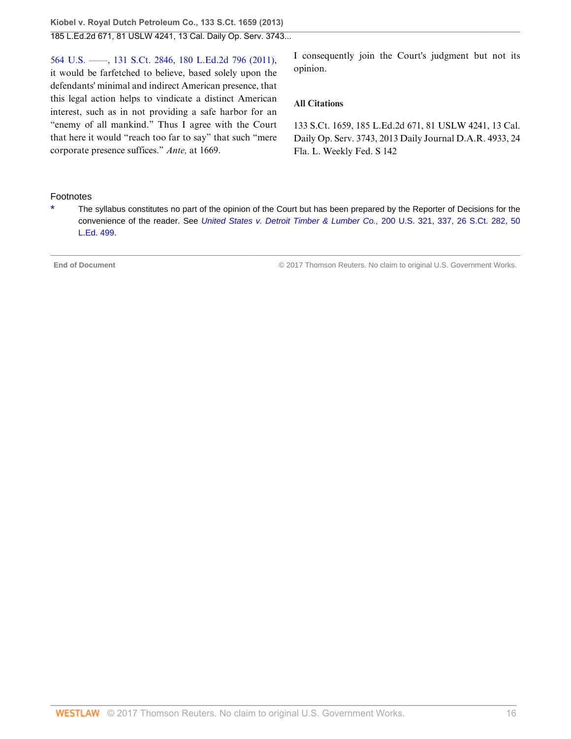564 U.S. ——, 131 S.Ct. 2846, 180 L.Ed.2d 796 (2011), it would be farfetched to believe, based solely upon the defendants' minimal and indirect American presence, that this legal action helps to vindicate a distinct American interest, such as in not providing a safe harbor for an "enemy of all mankind." Thus I agree with the Court that here it would "reach too far to say" that such "mere corporate presence suffices." *Ante,* at 1669.

I consequently join the Court's judgment but not its opinion.

### All Citations

133 S.Ct. 1659, 185 L.Ed.2d 671, 81 USLW 4241, 13 Cal. Daily Op. Serv. 3743, 2013 Daily Journal D.A.R. 4933, 24 Fla. L. Weekly Fed. S 142

#### Footnotes

\* The syllabus constitutes no part of the opinion of the Court but has been prepared by the Reporter of Decisions for the convenience of the reader. See *United States v. Detroit Timber & Lumber Co.,* 200 U.S. 321, 337, 26 S.Ct. 282, 50 L.Ed. 499.

**End of Document** © 2017 Thomson Reuters. No claim to original U.S. Government Works.